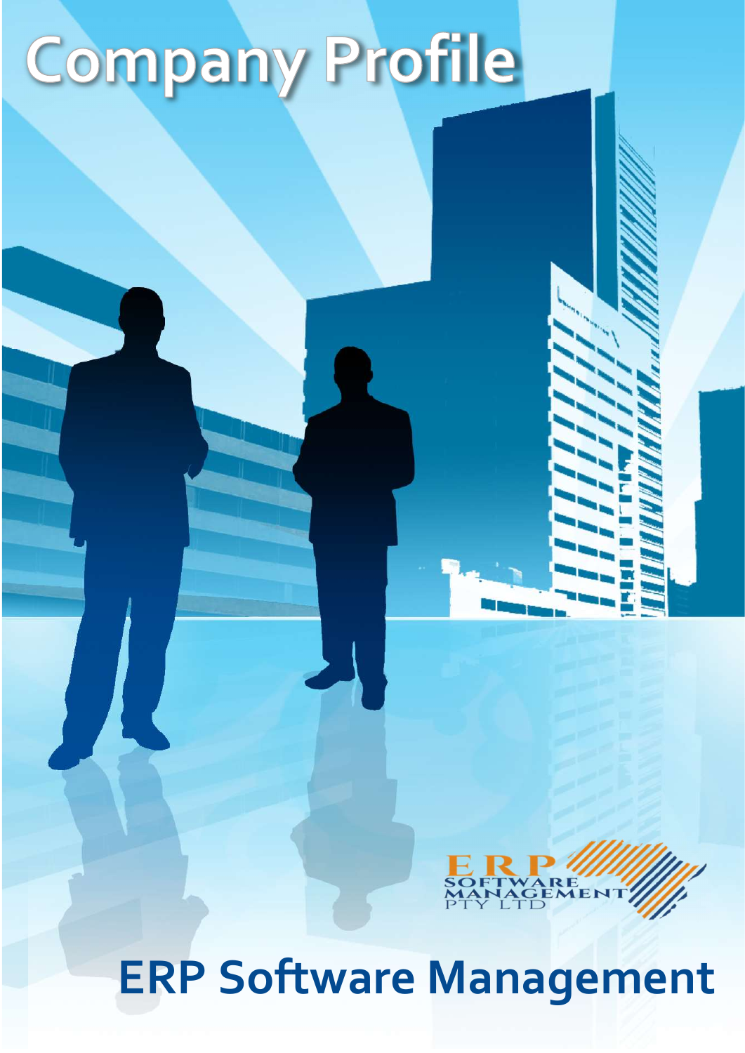# Company Profile

ERP SOFTWARE MANAGEMENT PTY LTD

## ERP Software Management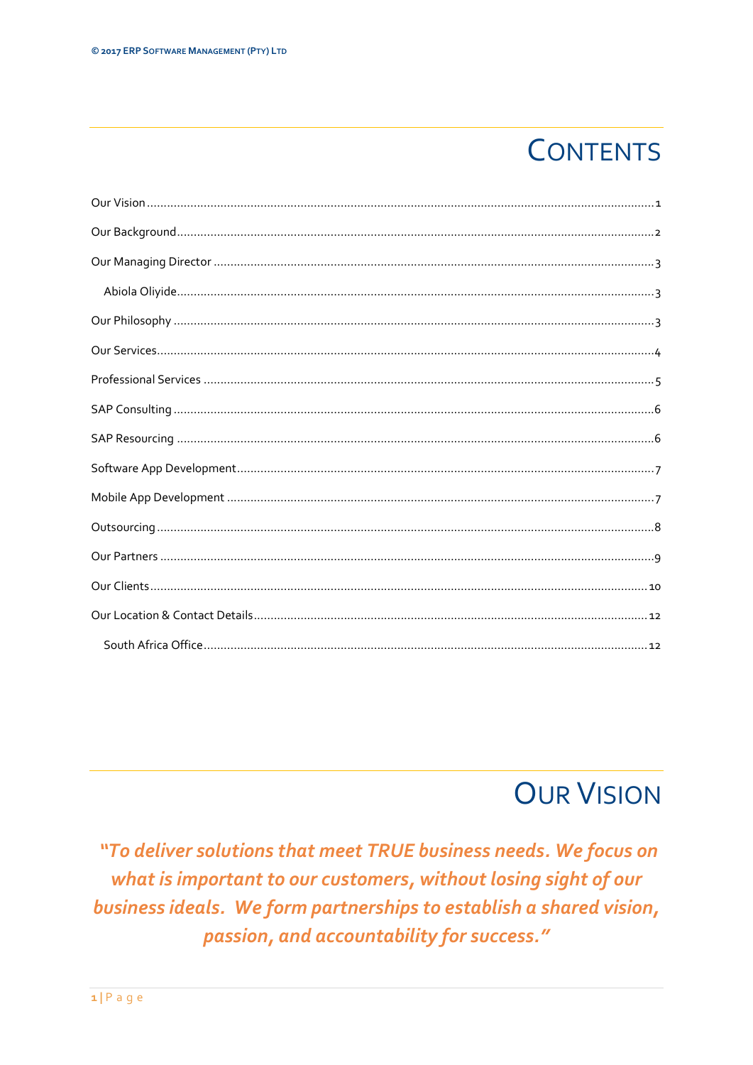# Contents

Our Vision .......... 1

Our Background .......... 2

Our Managing Director .......... 3

- Abiola Oliyide .......... 3

Our Philosophy .......... 3

Our Services .......... 4

Professional Services .......... 5

SAP Consulting .......... 6

SAP Resourcing .......... 6

Software App Development .......... 7

Mobile App Development .......... 7

Outsourcing .......... 8

Our Partners .......... 9

Our Clients .......... 10

Our Location & Contact Details .......... 12

- South Africa Office .......... 12

# Our Vision

***"To deliver solutions that meet TRUE business needs. We focus on what is important to our customers, without losing sight of our business ideals. We form partnerships to establish a shared vision, passion, and accountability for success."***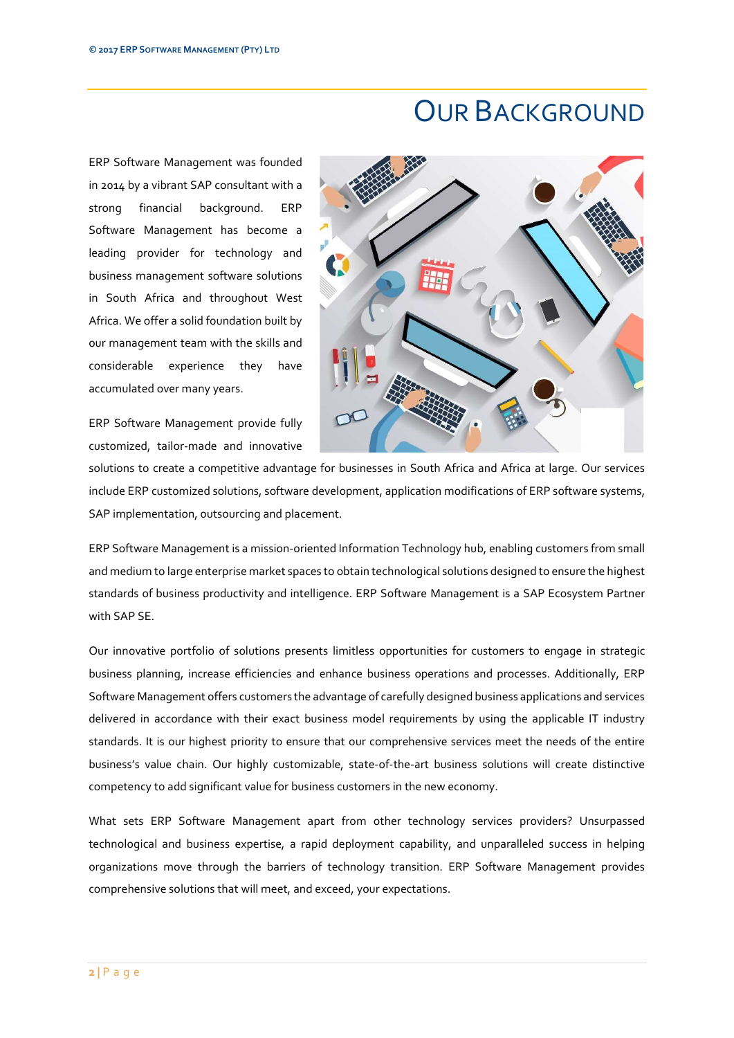# Our Background

ERP Software Management was founded in 2014 by a vibrant SAP consultant with a strong financial background. ERP Software Management has become a leading provider for technology and business management software solutions in South Africa and throughout West Africa. We offer a solid foundation built by our management team with the skills and considerable experience they have accumulated over many years.

ERP Software Management provide fully customized, tailor-made and innovative solutions to create a competitive advantage for businesses in South Africa and Africa at large. Our services include ERP customized solutions, software development, application modifications of ERP software systems, SAP implementation, outsourcing and placement.

ERP Software Management is a mission-oriented Information Technology hub, enabling customers from small and medium to large enterprise market spaces to obtain technological solutions designed to ensure the highest standards of business productivity and intelligence. ERP Software Management is a SAP Ecosystem Partner with SAP SE.

Our innovative portfolio of solutions presents limitless opportunities for customers to engage in strategic business planning, increase efficiencies and enhance business operations and processes. Additionally, ERP Software Management offers customers the advantage of carefully designed business applications and services delivered in accordance with their exact business model requirements by using the applicable IT industry standards. It is our highest priority to ensure that our comprehensive services meet the needs of the entire business's value chain. Our highly customizable, state-of-the-art business solutions will create distinctive competency to add significant value for business customers in the new economy.

What sets ERP Software Management apart from other technology services providers? Unsurpassed technological and business expertise, a rapid deployment capability, and unparalleled success in helping organizations move through the barriers of technology transition. ERP Software Management provides comprehensive solutions that will meet, and exceed, your expectations.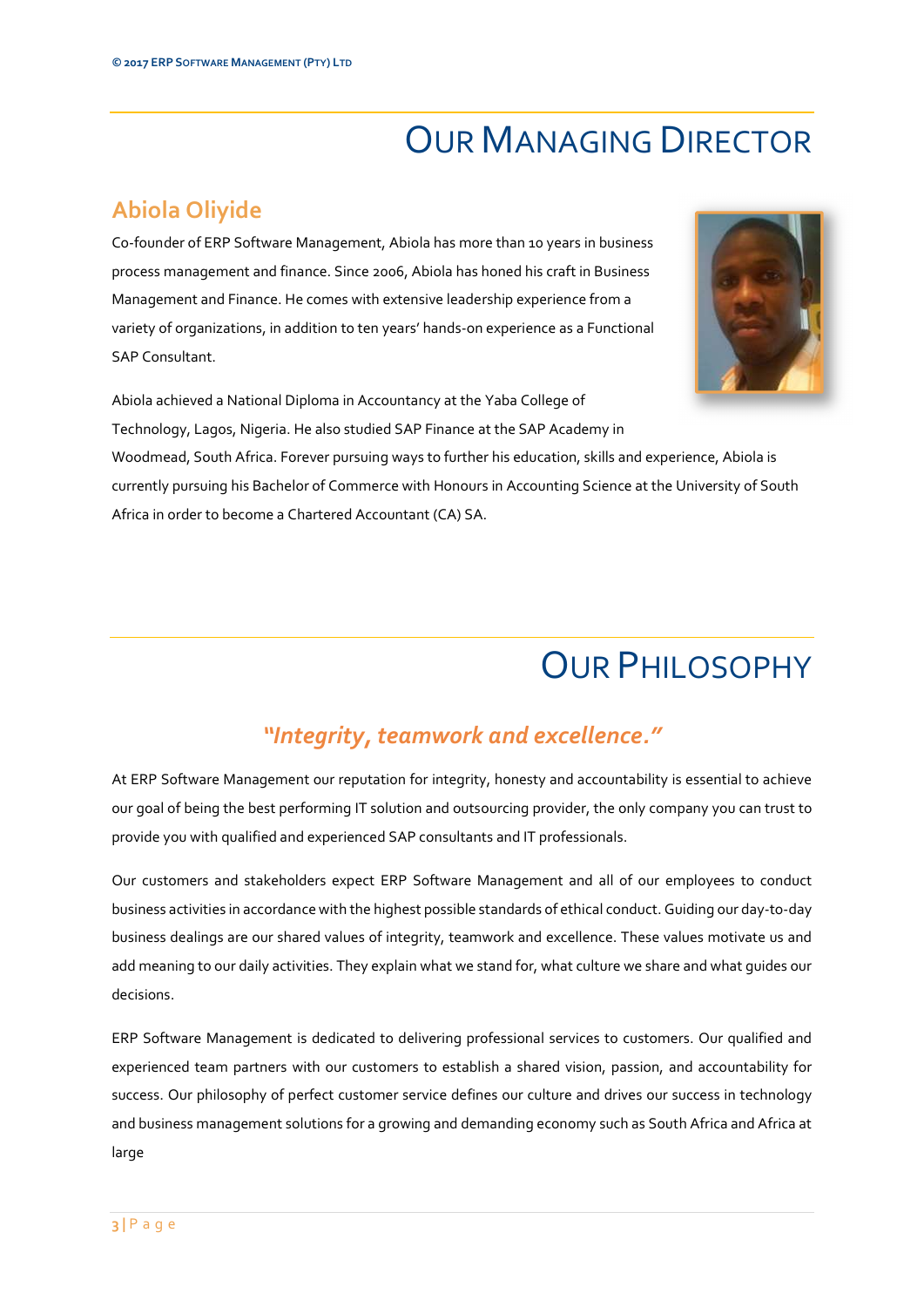# Our Managing Director

## Abiola Oliyide

Co-founder of ERP Software Management, Abiola has more than 10 years in business process management and finance. Since 2006, Abiola has honed his craft in Business Management and Finance. He comes with extensive leadership experience from a variety of organizations, in addition to ten years' hands-on experience as a Functional SAP Consultant.

Abiola achieved a National Diploma in Accountancy at the Yaba College of Technology, Lagos, Nigeria. He also studied SAP Finance at the SAP Academy in Woodmead, South Africa. Forever pursuing ways to further his education, skills and experience, Abiola is currently pursuing his Bachelor of Commerce with Honours in Accounting Science at the University of South Africa in order to become a Chartered Accountant (CA) SA.

# Our Philosophy

### *"Integrity, teamwork and excellence."*

At ERP Software Management our reputation for integrity, honesty and accountability is essential to achieve our goal of being the best performing IT solution and outsourcing provider, the only company you can trust to provide you with qualified and experienced SAP consultants and IT professionals.

Our customers and stakeholders expect ERP Software Management and all of our employees to conduct business activities in accordance with the highest possible standards of ethical conduct. Guiding our day-to-day business dealings are our shared values of integrity, teamwork and excellence. These values motivate us and add meaning to our daily activities. They explain what we stand for, what culture we share and what guides our decisions.

ERP Software Management is dedicated to delivering professional services to customers. Our qualified and experienced team partners with our customers to establish a shared vision, passion, and accountability for success. Our philosophy of perfect customer service defines our culture and drives our success in technology and business management solutions for a growing and demanding economy such as South Africa and Africa at large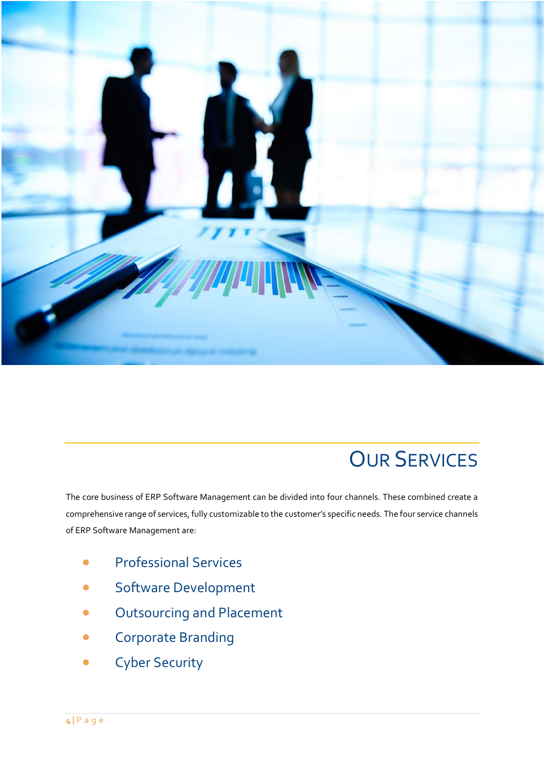# Our Services

The core business of ERP Software Management can be divided into four channels. These combined create a comprehensive range of services, fully customizable to the customer's specific needs. The four service channels of ERP Software Management are:

- Professional Services
- Software Development
- Outsourcing and Placement
- Corporate Branding
- Cyber Security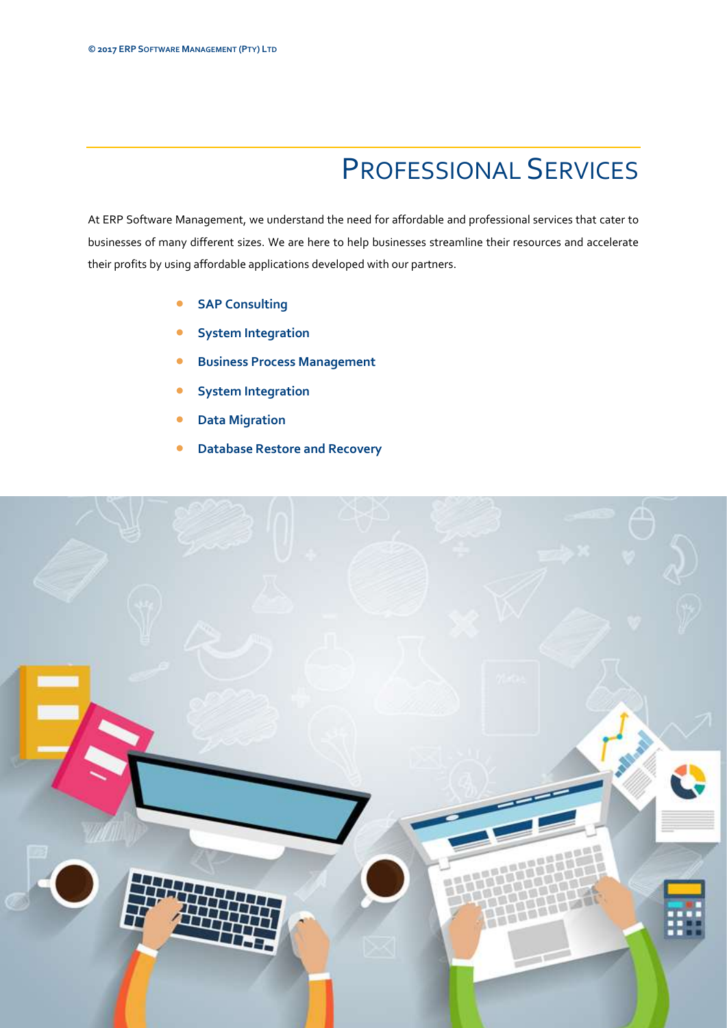# Professional Services

At ERP Software Management, we understand the need for affordable and professional services that cater to businesses of many different sizes. We are here to help businesses streamline their resources and accelerate their profits by using affordable applications developed with our partners.

- **SAP Consulting**
- **System Integration**
- **Business Process Management**
- **System Integration**
- **Data Migration**
- **Database Restore and Recovery**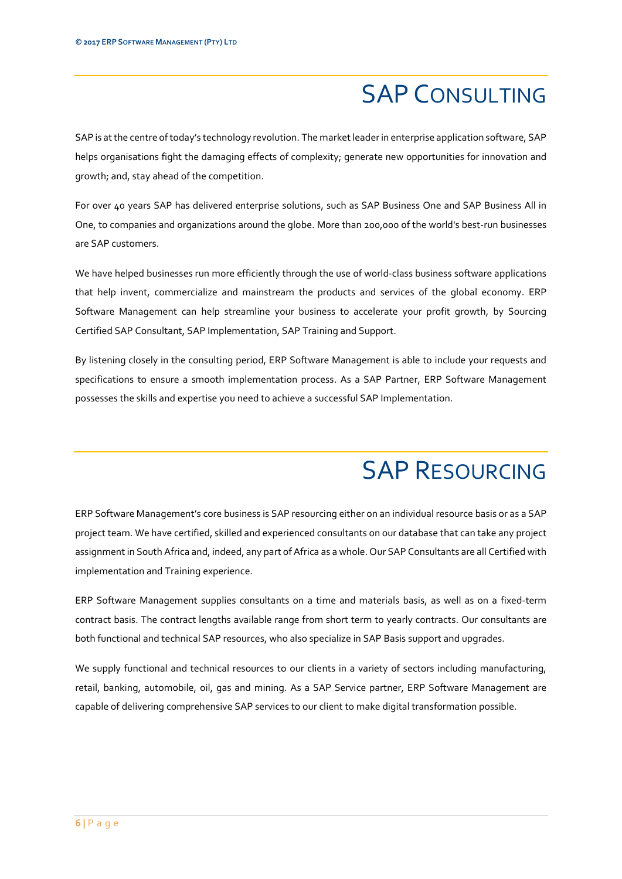# SAP Consulting

SAP is at the centre of today's technology revolution. The market leader in enterprise application software, SAP helps organisations fight the damaging effects of complexity; generate new opportunities for innovation and growth; and, stay ahead of the competition.

For over 40 years SAP has delivered enterprise solutions, such as SAP Business One and SAP Business All in One, to companies and organizations around the globe. More than 200,000 of the world's best-run businesses are SAP customers.

We have helped businesses run more efficiently through the use of world-class business software applications that help invent, commercialize and mainstream the products and services of the global economy. ERP Software Management can help streamline your business to accelerate your profit growth, by Sourcing Certified SAP Consultant, SAP Implementation, SAP Training and Support.

By listening closely in the consulting period, ERP Software Management is able to include your requests and specifications to ensure a smooth implementation process. As a SAP Partner, ERP Software Management possesses the skills and expertise you need to achieve a successful SAP Implementation.

# SAP Resourcing

ERP Software Management's core business is SAP resourcing either on an individual resource basis or as a SAP project team. We have certified, skilled and experienced consultants on our database that can take any project assignment in South Africa and, indeed, any part of Africa as a whole. Our SAP Consultants are all Certified with implementation and Training experience.

ERP Software Management supplies consultants on a time and materials basis, as well as on a fixed-term contract basis. The contract lengths available range from short term to yearly contracts. Our consultants are both functional and technical SAP resources, who also specialize in SAP Basis support and upgrades.

We supply functional and technical resources to our clients in a variety of sectors including manufacturing, retail, banking, automobile, oil, gas and mining. As a SAP Service partner, ERP Software Management are capable of delivering comprehensive SAP services to our client to make digital transformation possible.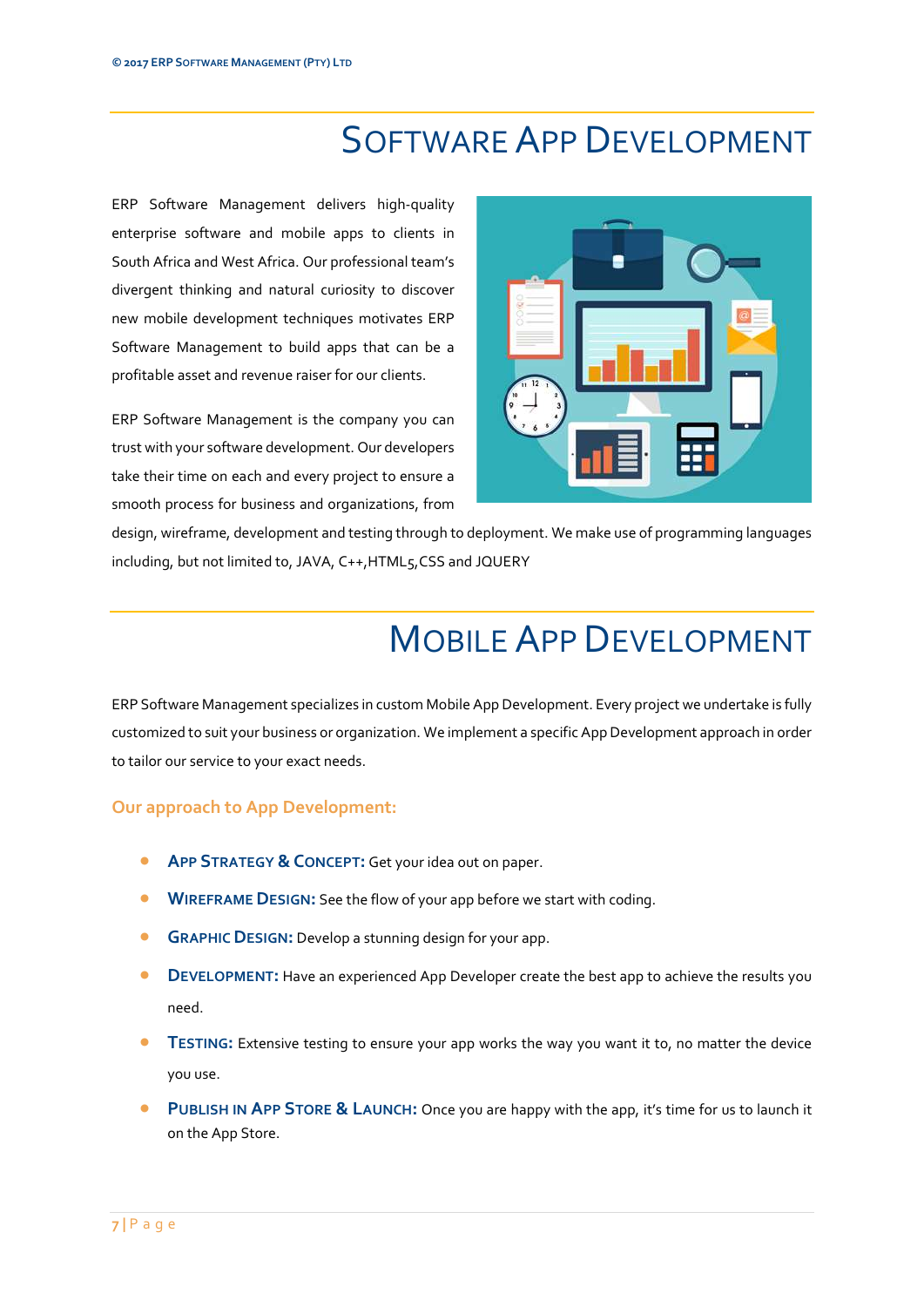# Software App Development

ERP Software Management delivers high-quality enterprise software and mobile apps to clients in South Africa and West Africa. Our professional team's divergent thinking and natural curiosity to discover new mobile development techniques motivates ERP Software Management to build apps that can be a profitable asset and revenue raiser for our clients.

ERP Software Management is the company you can trust with your software development. Our developers take their time on each and every project to ensure a smooth process for business and organizations, from design, wireframe, development and testing through to deployment. We make use of programming languages including, but not limited to, JAVA, C++,HTML5,CSS and JQUERY

# Mobile App Development

ERP Software Management specializes in custom Mobile App Development. Every project we undertake is fully customized to suit your business or organization. We implement a specific App Development approach in order to tailor our service to your exact needs.

### Our approach to App Development:

- **App Strategy & Concept:** Get your idea out on paper.
- **Wireframe Design:** See the flow of your app before we start with coding.
- **Graphic Design:** Develop a stunning design for your app.
- **Development:** Have an experienced App Developer create the best app to achieve the results you need.
- **Testing:** Extensive testing to ensure your app works the way you want it to, no matter the device you use.
- **Publish in App Store & Launch:** Once you are happy with the app, it's time for us to launch it on the App Store.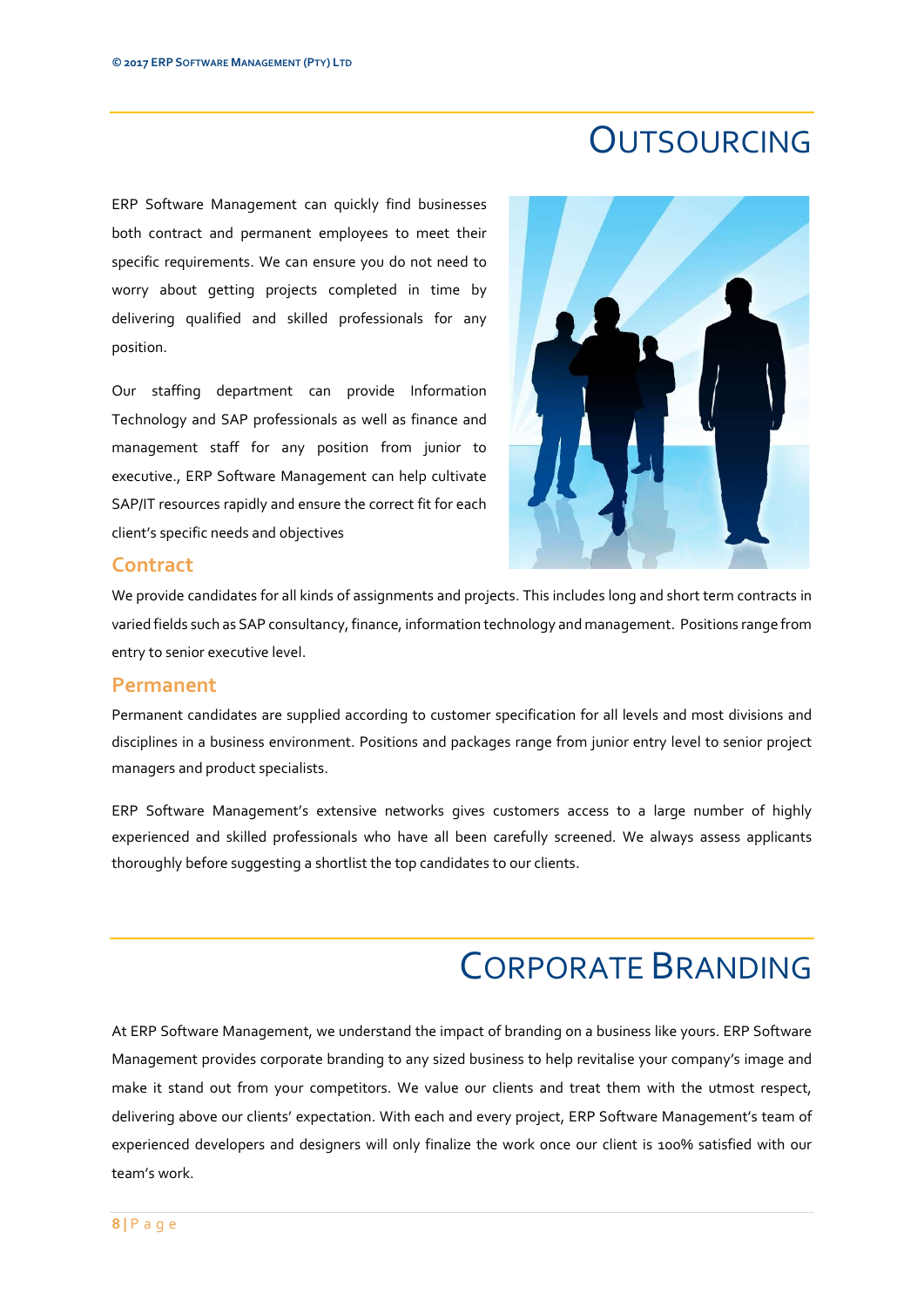# OUTSOURCING

ERP Software Management can quickly find businesses both contract and permanent employees to meet their specific requirements. We can ensure you do not need to worry about getting projects completed in time by delivering qualified and skilled professionals for any position.

Our staffing department can provide Information Technology and SAP professionals as well as finance and management staff for any position from junior to executive., ERP Software Management can help cultivate SAP/IT resources rapidly and ensure the correct fit for each client's specific needs and objectives

## Contract

We provide candidates for all kinds of assignments and projects. This includes long and short term contracts in varied fields such as SAP consultancy, finance, information technology and management. Positions range from entry to senior executive level.

## Permanent

Permanent candidates are supplied according to customer specification for all levels and most divisions and disciplines in a business environment. Positions and packages range from junior entry level to senior project managers and product specialists.

ERP Software Management's extensive networks gives customers access to a large number of highly experienced and skilled professionals who have all been carefully screened. We always assess applicants thoroughly before suggesting a shortlist the top candidates to our clients.

# CORPORATE BRANDING

At ERP Software Management, we understand the impact of branding on a business like yours. ERP Software Management provides corporate branding to any sized business to help revitalise your company's image and make it stand out from your competitors. We value our clients and treat them with the utmost respect, delivering above our clients' expectation. With each and every project, ERP Software Management's team of experienced developers and designers will only finalize the work once our client is 100% satisfied with our team's work.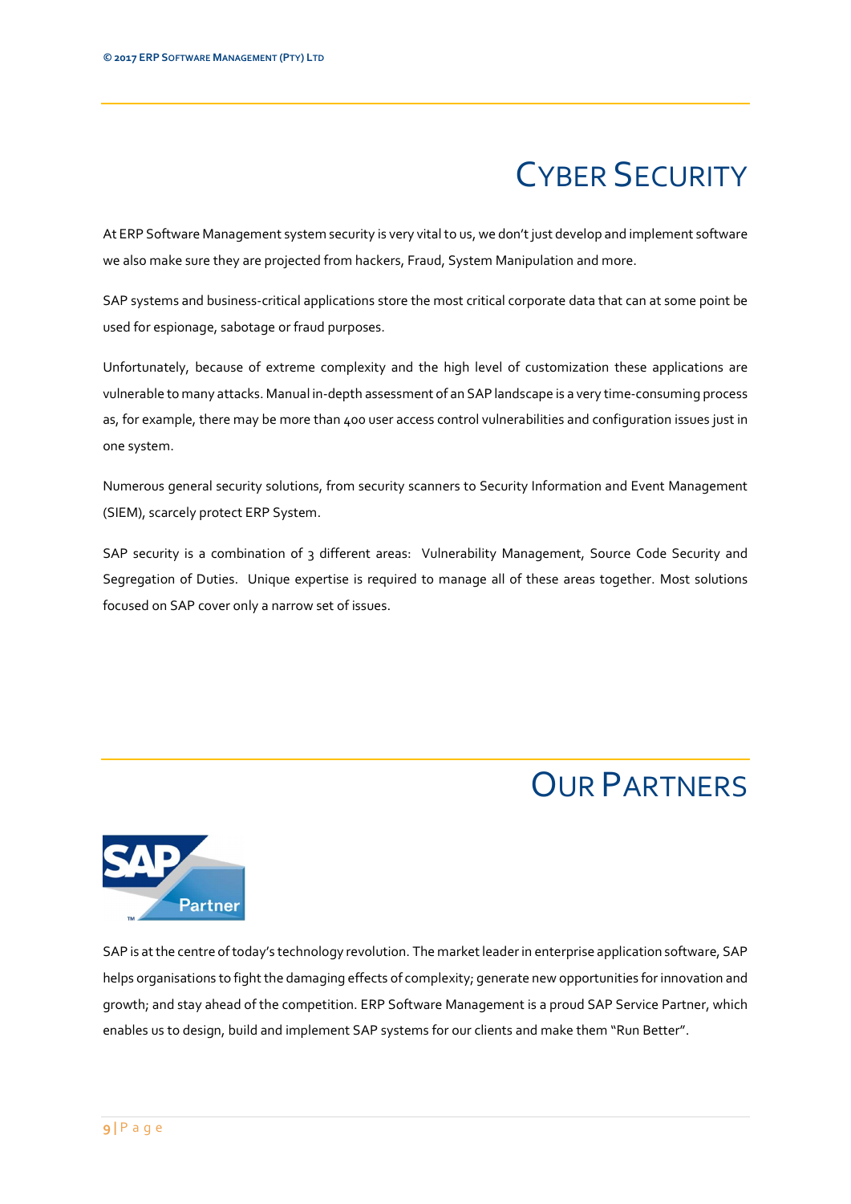# Cyber Security

At ERP Software Management system security is very vital to us, we don't just develop and implement software we also make sure they are projected from hackers, Fraud, System Manipulation and more.

SAP systems and business-critical applications store the most critical corporate data that can at some point be used for espionage, sabotage or fraud purposes.

Unfortunately, because of extreme complexity and the high level of customization these applications are vulnerable to many attacks. Manual in-depth assessment of an SAP landscape is a very time-consuming process as, for example, there may be more than 400 user access control vulnerabilities and configuration issues just in one system.

Numerous general security solutions, from security scanners to Security Information and Event Management (SIEM), scarcely protect ERP System.

SAP security is a combination of 3 different areas: Vulnerability Management, Source Code Security and Segregation of Duties. Unique expertise is required to manage all of these areas together. Most solutions focused on SAP cover only a narrow set of issues.

# Our Partners

SAP Partner

SAP is at the centre of today's technology revolution. The market leader in enterprise application software, SAP helps organisations to fight the damaging effects of complexity; generate new opportunities for innovation and growth; and stay ahead of the competition. ERP Software Management is a proud SAP Service Partner, which enables us to design, build and implement SAP systems for our clients and make them "Run Better".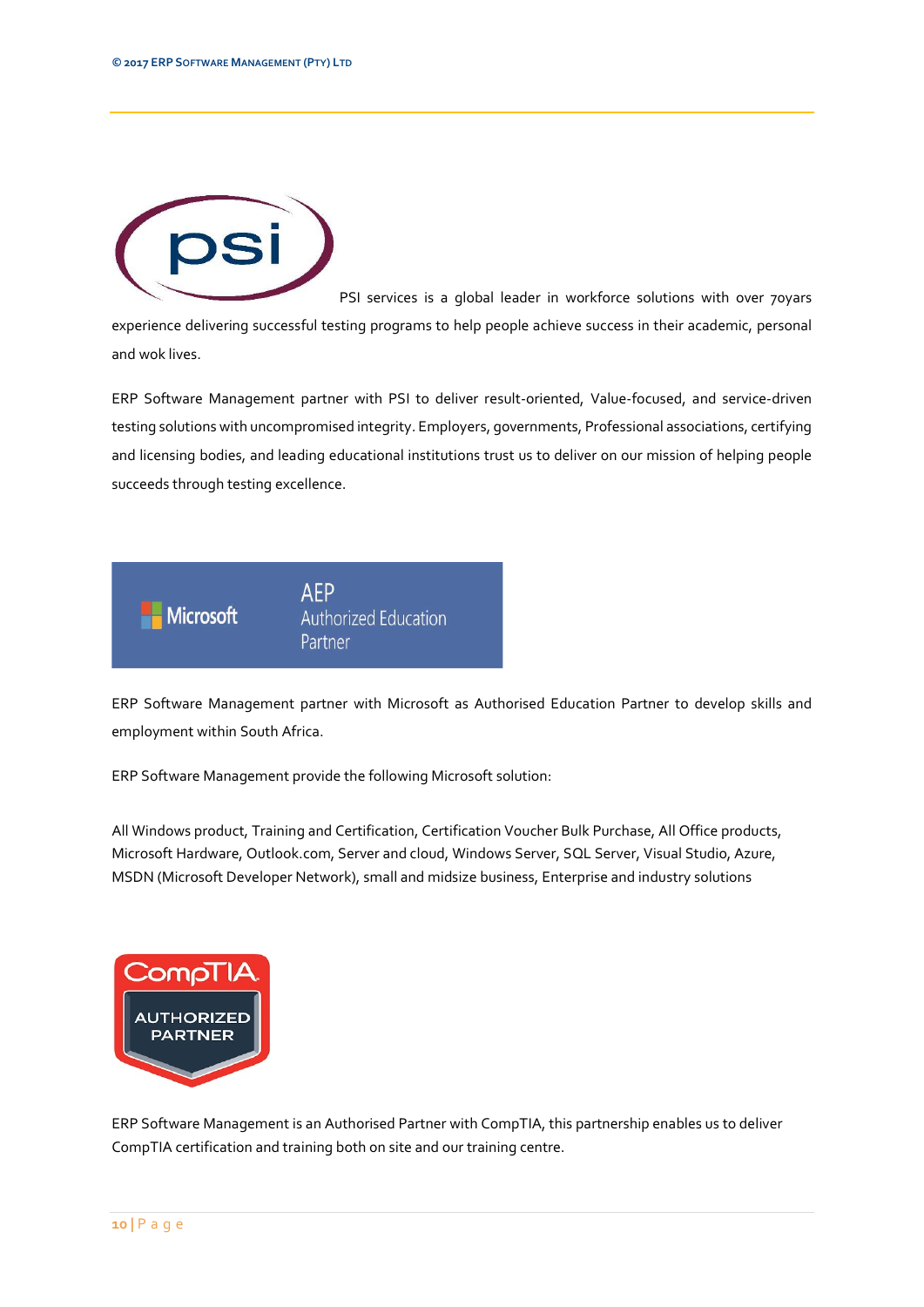PSI services is a global leader in workforce solutions with over 70yars experience delivering successful testing programs to help people achieve success in their academic, personal and wok lives.

ERP Software Management partner with PSI to deliver result-oriented, Value-focused, and service-driven testing solutions with uncompromised integrity. Employers, governments, Professional associations, certifying and licensing bodies, and leading educational institutions trust us to deliver on our mission of helping people succeeds through testing excellence.

ERP Software Management partner with Microsoft as Authorised Education Partner to develop skills and employment within South Africa.

ERP Software Management provide the following Microsoft solution:

All Windows product, Training and Certification, Certification Voucher Bulk Purchase, All Office products, Microsoft Hardware, Outlook.com, Server and cloud, Windows Server, SQL Server, Visual Studio, Azure, MSDN (Microsoft Developer Network), small and midsize business, Enterprise and industry solutions

ERP Software Management is an Authorised Partner with CompTIA, this partnership enables us to deliver CompTIA certification and training both on site and our training centre.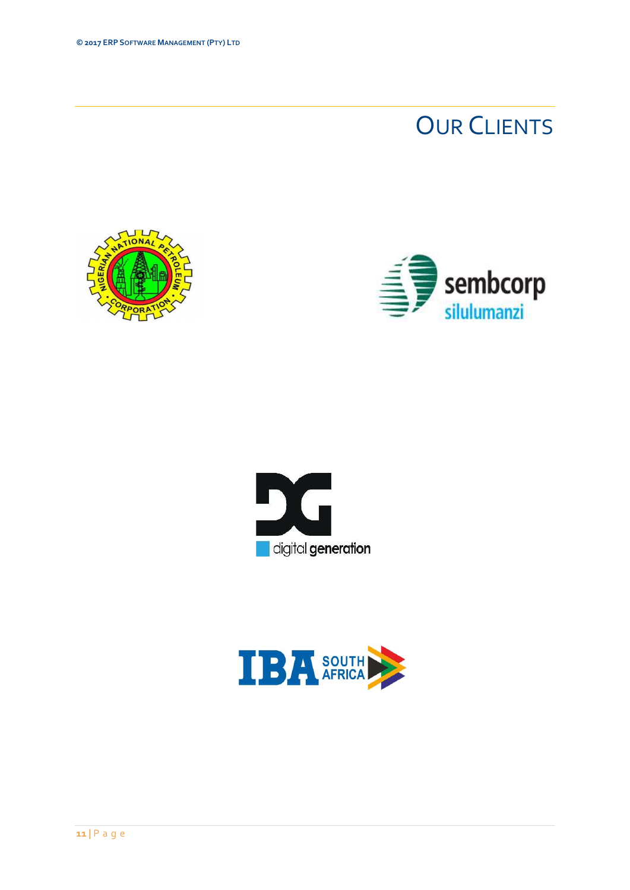# Our Clients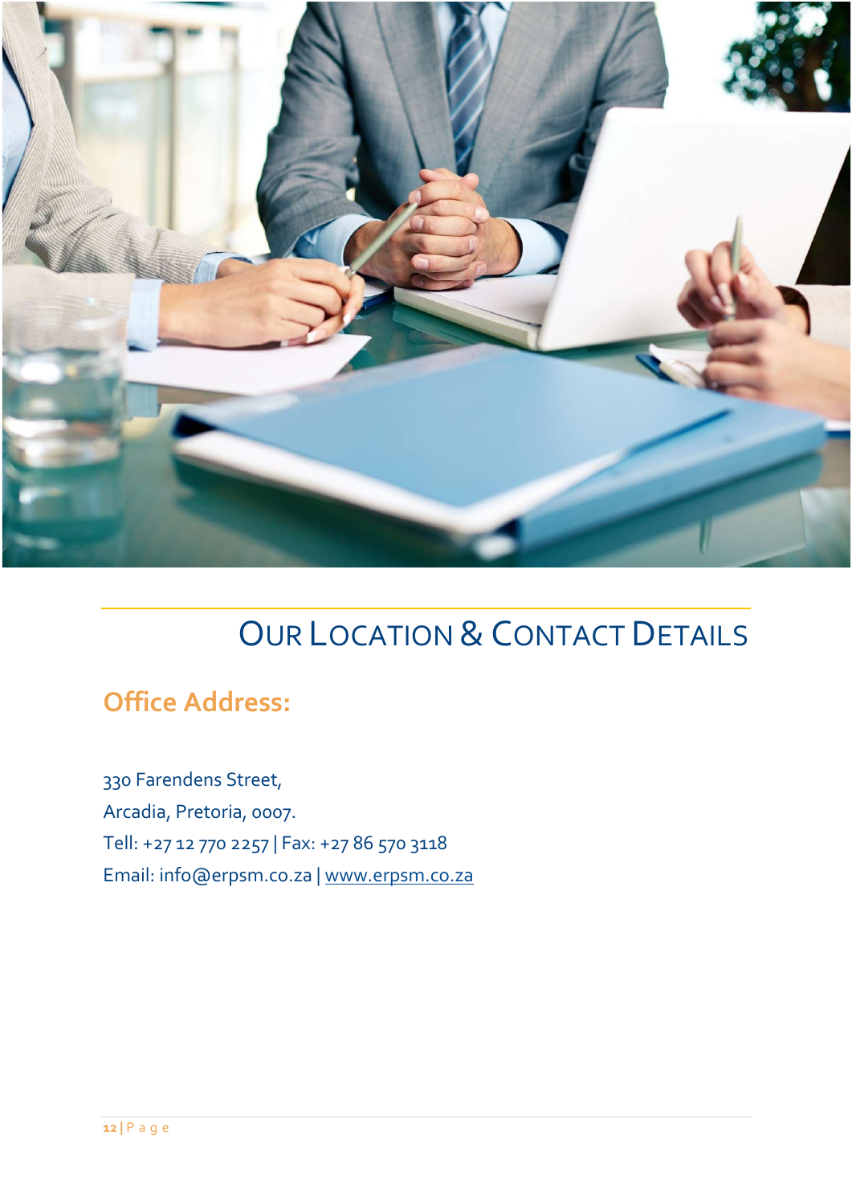# Our Location & Contact Details

## Office Address:

330 Farendens Street,
Arcadia, Pretoria, 0007.
Tell: +27 12 770 2257 | Fax: +27 86 570 3118
Email: info@erpsm.co.za | www.erpsm.co.za